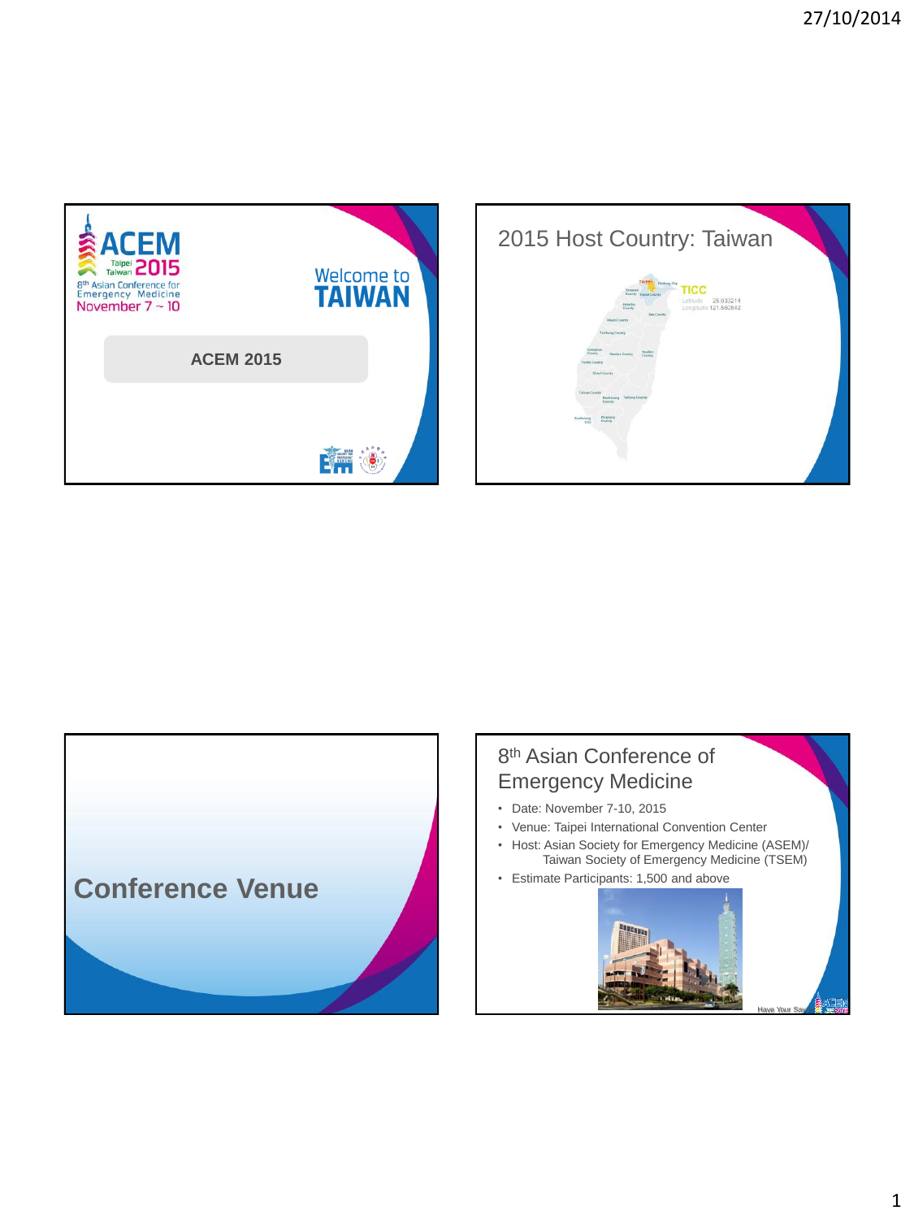ACEM Taipei Taiwan 2015

8th Asian Conference for Emergency Medicine

November 7 ~ 10

Welcome to TAIWAN

ACEM 2015

# 2015 Host Country: Taiwan

TICC

Latitude 25.033214
Longitude 121.560842

# Conference Venue

# 8th Asian Conference of Emergency Medicine

- Date: November 7-10, 2015
- Venue: Taipei International Convention Center
- Host: Asian Society for Emergency Medicine (ASEM)/ Taiwan Society of Emergency Medicine (TSEM)
- Estimate Participants: 1,500 and above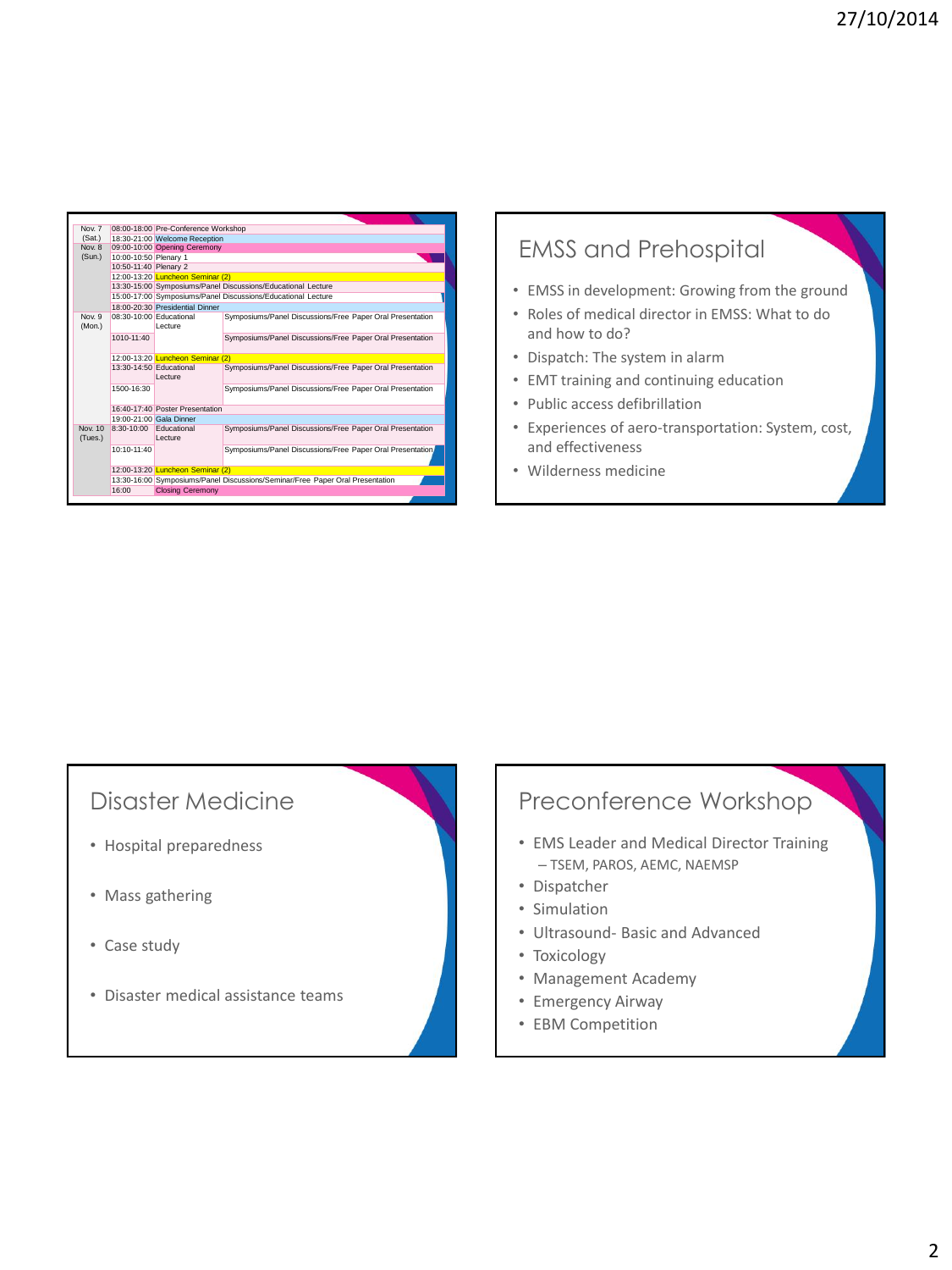| | | | |
|---|---|---|---|
| Nov. 7 (Sat.) | 08:00-18:00 | Pre-Conference Workshop | |
| | 18:30-21:00 | Welcome Reception | |
| Nov. 8 (Sun.) | 09:00-10:00 | Opening Ceremony | |
| | 10:00-10:50 | Plenary 1 | |
| | 10:50-11:40 | Plenary 2 | |
| | 12:00-13:20 | Luncheon Seminar (2) | |
| | 13:30-15:00 | Symposiums/Panel Discussions/Educational Lecture | |
| | 15:00-17:00 | Symposiums/Panel Discussions/Educational Lecture | |
| | 18:00-20:30 | Presidential Dinner | |
| Nov. 9 (Mon.) | 08:30-10:00 | Educational Lecture | Symposiums/Panel Discussions/Free Paper Oral Presentation |
| | 1010-11:40 | | Symposiums/Panel Discussions/Free Paper Oral Presentation |
| | 12:00-13:20 | Luncheon Seminar (2) | |
| | 13:30-14:50 | Educational Lecture | Symposiums/Panel Discussions/Free Paper Oral Presentation |
| | 1500-16:30 | | Symposiums/Panel Discussions/Free Paper Oral Presentation |
| | 16:40-17:40 | Poster Presentation | |
| | 19:00-21:00 | Gala Dinner | |
| Nov. 10 (Tues.) | 8:30-10:00 | Educational Lecture | Symposiums/Panel Discussions/Free Paper Oral Presentation |
| | 10:10-11:40 | | Symposiums/Panel Discussions/Free Paper Oral Presentation |
| | 12:00-13:20 | Luncheon Seminar (2) | |
| | 13:30-16:00 | Symposiums/Panel Discussions/Seminar/Free Paper Oral Presentation | |
| | 16:00 | Closing Ceremony | |

## EMSS and Prehospital

- EMSS in development: Growing from the ground
- Roles of medical director in EMSS: What to do and how to do?
- Dispatch: The system in alarm
- EMT training and continuing education
- Public access defibrillation
- Experiences of aero-transportation: System, cost, and effectiveness
- Wilderness medicine

## Disaster Medicine

- Hospital preparedness
- Mass gathering
- Case study
- Disaster medical assistance teams

## Preconference Workshop

- EMS Leader and Medical Director Training
  - TSEM, PAROS, AEMC, NAEMSP
- Dispatcher
- Simulation
- Ultrasound- Basic and Advanced
- Toxicology
- Management Academy
- Emergency Airway
- EBM Competition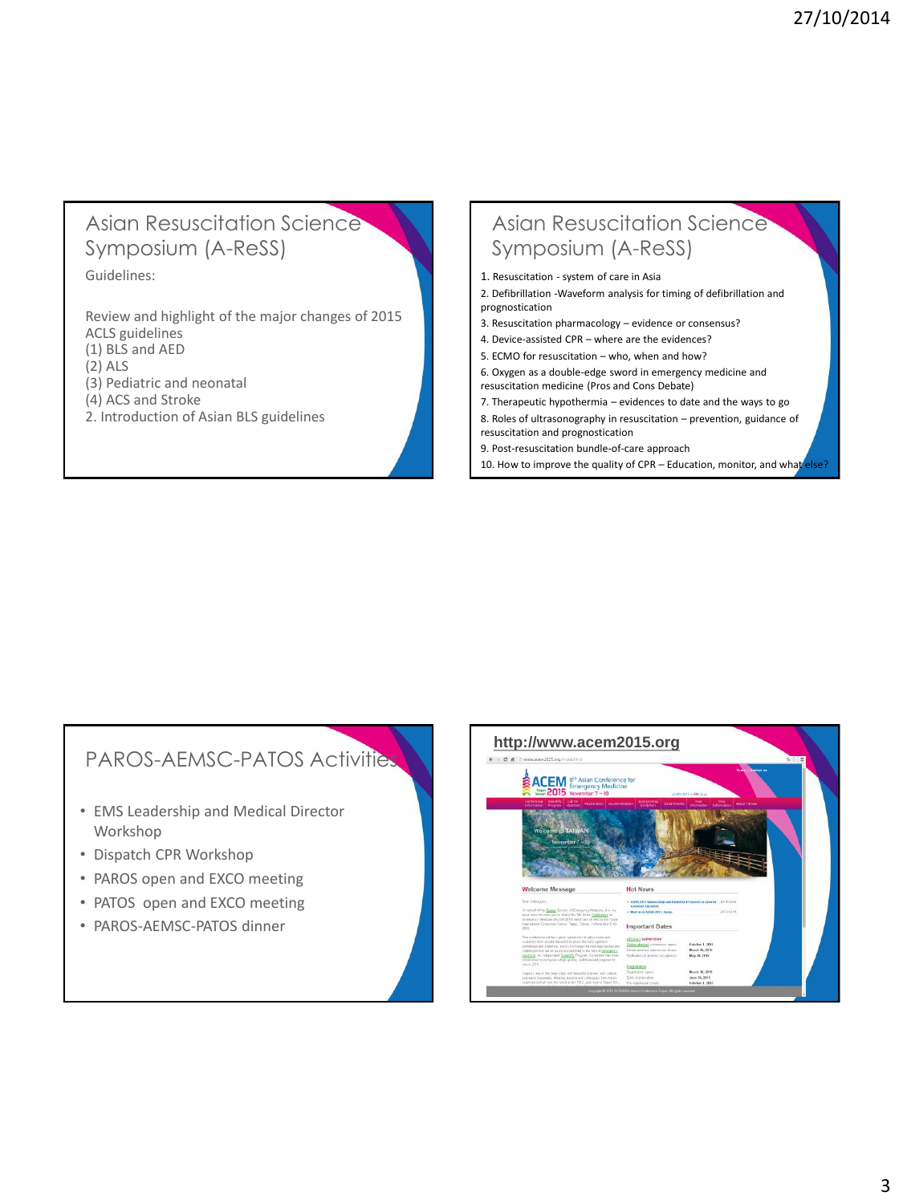## Asian Resuscitation Science Symposium (A-ReSS)

Guidelines:

Review and highlight of the major changes of 2015 ACLS guidelines
(1) BLS and AED
(2) ALS
(3) Pediatric and neonatal
(4) ACS and Stroke
2. Introduction of Asian BLS guidelines

## Asian Resuscitation Science Symposium (A-ReSS)

1. Resuscitation - system of care in Asia
2. Defibrillation -Waveform analysis for timing of defibrillation and prognostication
3. Resuscitation pharmacology – evidence or consensus?
4. Device-assisted CPR – where are the evidences?
5. ECMO for resuscitation – who, when and how?
6. Oxygen as a double-edge sword in emergency medicine and resuscitation medicine (Pros and Cons Debate)
7. Therapeutic hypothermia – evidences to date and the ways to go
8. Roles of ultrasonography in resuscitation – prevention, guidance of resuscitation and prognostication
9. Post-resuscitation bundle-of-care approach
10. How to improve the quality of CPR – Education, monitor, and what else?

## PAROS-AEMSC-PATOS Activities

- EMS Leadership and Medical Director Workshop
- Dispatch CPR Workshop
- PAROS open and EXCO meeting
- PATOS open and EXCO meeting
- PAROS-AEMSC-PATOS dinner

## http://www.acem2015.org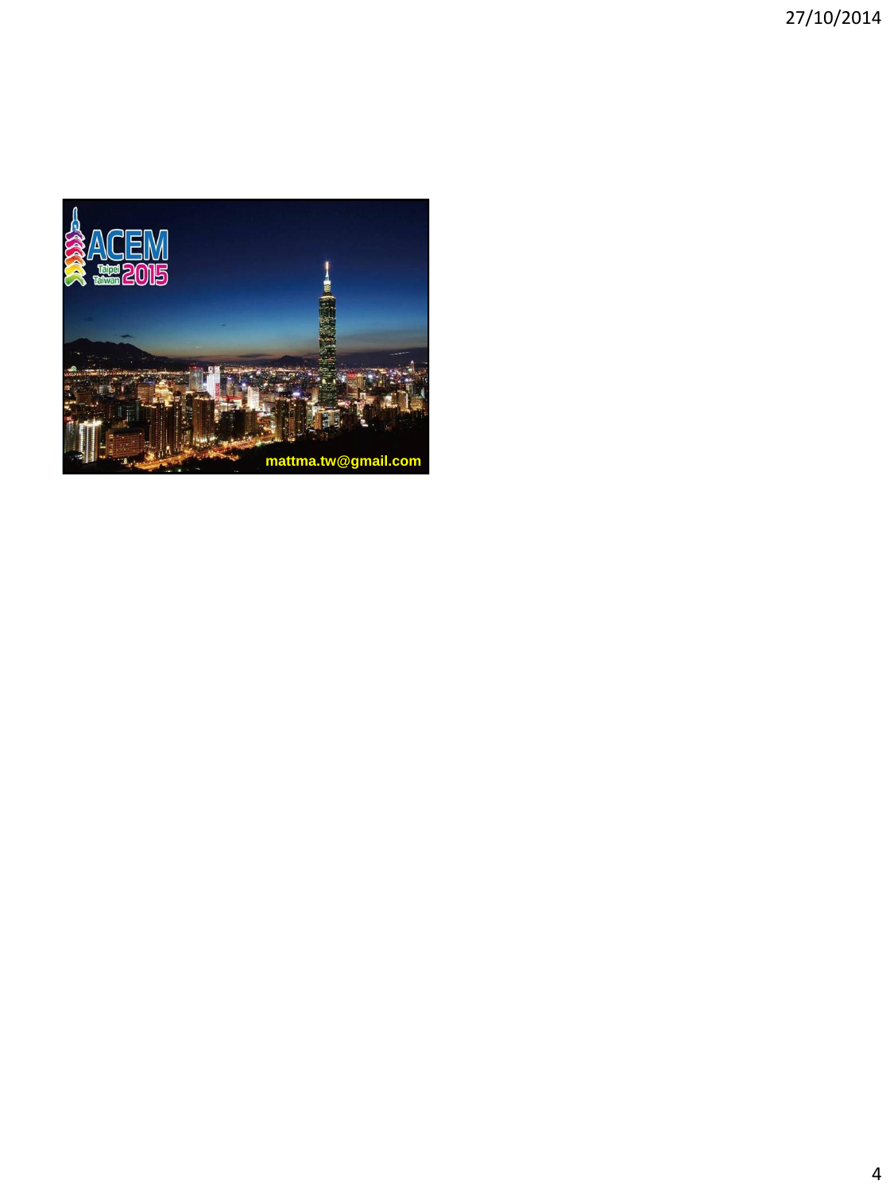ACEM

Taipei Taiwan 2015

mattma.tw@gmail.com